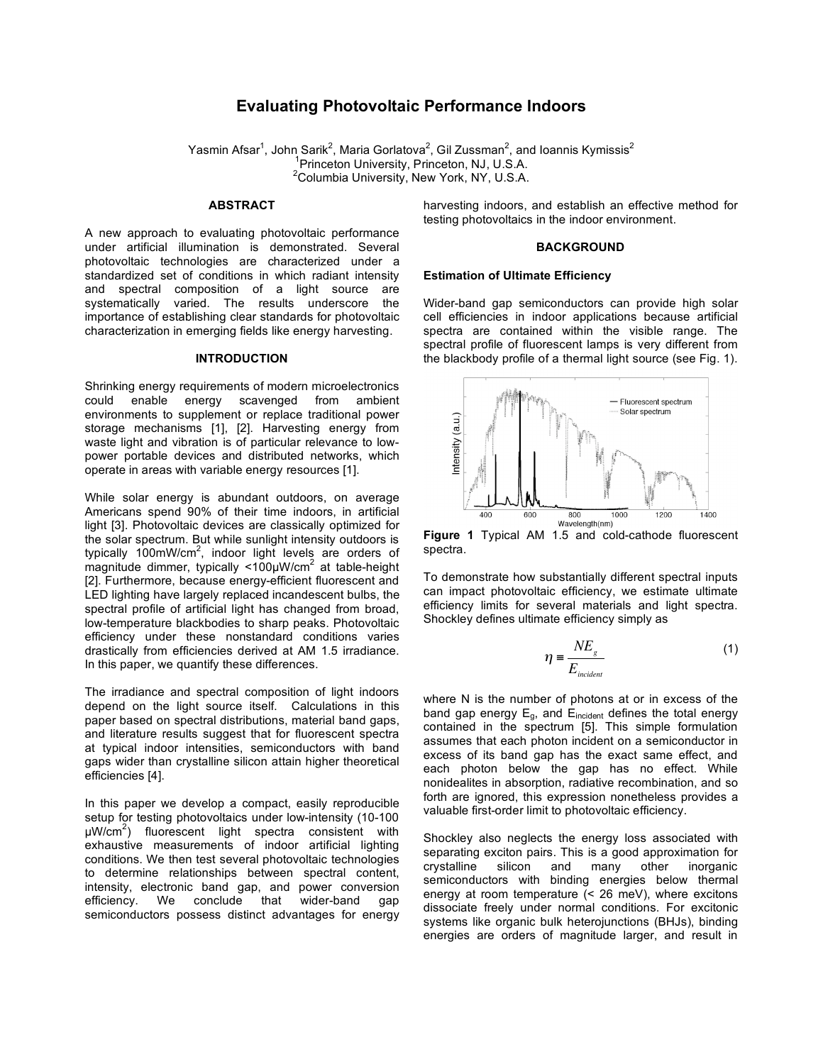# Evaluating Photovoltaic Performance Indoors

Yasmin Afsar[1], John Sarik[2], Maria Gorlatova[2], Gil Zussman[2], and Ioannis Kymissis[2]
[1]Princeton University, Princeton, NJ, U.S.A.
[2]Columbia University, New York, NY, U.S.A.

## ABSTRACT

A new approach to evaluating photovoltaic performance under artificial illumination is demonstrated. Several photovoltaic technologies are characterized under a standardized set of conditions in which radiant intensity and spectral composition of a light source are systematically varied. The results underscore the importance of establishing clear standards for photovoltaic characterization in emerging fields like energy harvesting.

## INTRODUCTION

Shrinking energy requirements of modern microelectronics could enable energy scavenged from ambient environments to supplement or replace traditional power storage mechanisms [1], [2]. Harvesting energy from waste light and vibration is of particular relevance to low-power portable devices and distributed networks, which operate in areas with variable energy resources [1].

While solar energy is abundant outdoors, on average Americans spend 90% of their time indoors, in artificial light [3]. Photovoltaic devices are classically optimized for the solar spectrum. But while sunlight intensity outdoors is typically 100mW/cm$^2$, indoor light levels are orders of magnitude dimmer, typically <100µW/cm$^2$ at table-height [2]. Furthermore, because energy-efficient fluorescent and LED lighting have largely replaced incandescent bulbs, the spectral profile of artificial light has changed from broad, low-temperature blackbodies to sharp peaks. Photovoltaic efficiency under these nonstandard conditions varies drastically from efficiencies derived at AM 1.5 irradiance. In this paper, we quantify these differences.

The irradiance and spectral composition of light indoors depend on the light source itself. Calculations in this paper based on spectral distributions, material band gaps, and literature results suggest that for fluorescent spectra at typical indoor intensities, semiconductors with band gaps wider than crystalline silicon attain higher theoretical efficiencies [4].

In this paper we develop a compact, easily reproducible setup for testing photovoltaics under low-intensity (10-100 µW/cm$^2$) fluorescent light spectra consistent with exhaustive measurements of indoor artificial lighting conditions. We then test several photovoltaic technologies to determine relationships between spectral content, intensity, electronic band gap, and power conversion efficiency. We conclude that wider-band gap semiconductors possess distinct advantages for energy harvesting indoors, and establish an effective method for testing photovoltaics in the indoor environment.

## BACKGROUND

### Estimation of Ultimate Efficiency

Wider-band gap semiconductors can provide high solar cell efficiencies in indoor applications because artificial spectra are contained within the visible range. The spectral profile of fluorescent lamps is very different from the blackbody profile of a thermal light source (see Fig. 1).

**Figure 1** Typical AM 1.5 and cold-cathode fluorescent spectra.

To demonstrate how substantially different spectral inputs can impact photovoltaic efficiency, we estimate ultimate efficiency limits for several materials and light spectra. Shockley defines ultimate efficiency simply as

$$\eta \equiv \frac{NE_g}{E_{incident}} \qquad (1)$$

where N is the number of photons at or in excess of the band gap energy $E_g$, and $E_{incident}$ defines the total energy contained in the spectrum [5]. This simple formulation assumes that each photon incident on a semiconductor in excess of its band gap has the exact same effect, and each photon below the gap has no effect. While nonidealites in absorption, radiative recombination, and so forth are ignored, this expression nonetheless provides a valuable first-order limit to photovoltaic efficiency.

Shockley also neglects the energy loss associated with separating exciton pairs. This is a good approximation for crystalline silicon and many other inorganic semiconductors with binding energies below thermal energy at room temperature (< 26 meV), where excitons dissociate freely under normal conditions. For excitonic systems like organic bulk heterojunctions (BHJs), binding energies are orders of magnitude larger, and result in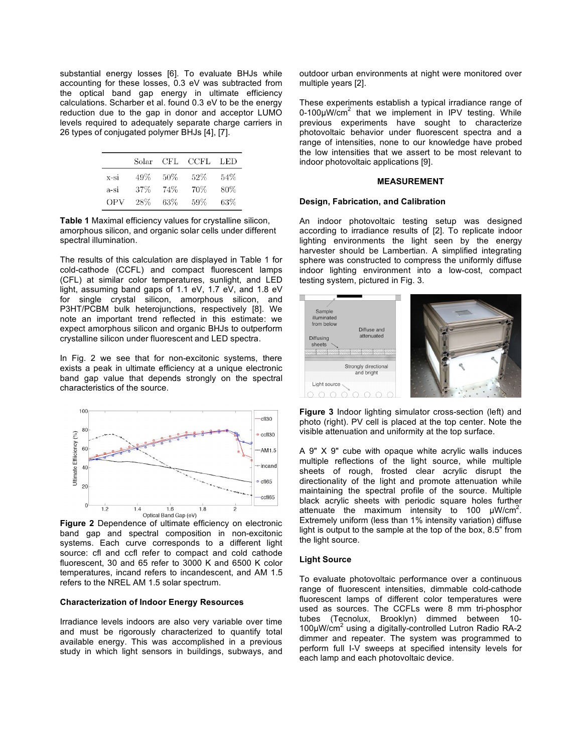substantial energy losses [6]. To evaluate BHJs while accounting for these losses, 0.3 eV was subtracted from the optical band gap energy in ultimate efficiency calculations. Scharber et al. found 0.3 eV to be the energy reduction due to the gap in donor and acceptor LUMO levels required to adequately separate charge carriers in 26 types of conjugated polymer BHJs [4], [7].

| | Solar | CFL | CCFL | LED |
|---|---|---|---|---|
| x-si | 49% | 50% | 52% | 54% |
| a-si | 37% | 74% | 70% | 80% |
| OPV | 28% | 63% | 59% | 63% |

**Table 1** Maximal efficiency values for crystalline silicon, amorphous silicon, and organic solar cells under different spectral illumination.

The results of this calculation are displayed in Table 1 for cold-cathode (CCFL) and compact fluorescent lamps (CFL) at similar color temperatures, sunlight, and LED light, assuming band gaps of 1.1 eV, 1.7 eV, and 1.8 eV for single crystal silicon, amorphous silicon, and P3HT/PCBM bulk heterojunctions, respectively [8]. We note an important trend reflected in this estimate: we expect amorphous silicon and organic BHJs to outperform crystalline silicon under fluorescent and LED spectra.

In Fig. 2 we see that for non-excitonic systems, there exists a peak in ultimate efficiency at a unique electronic band gap value that depends strongly on the spectral characteristics of the source.

**Figure 2** Dependence of ultimate efficiency on electronic band gap and spectral composition in non-excitonic systems. Each curve corresponds to a different light source: cfl and ccfl refer to compact and cold cathode fluorescent, 30 and 65 refer to 3000 K and 6500 K color temperatures, incand refers to incandescent, and AM 1.5 refers to the NREL AM 1.5 solar spectrum.

### Characterization of Indoor Energy Resources

Irradiance levels indoors are also very variable over time and must be rigorously characterized to quantify total available energy. This was accomplished in a previous study in which light sensors in buildings, subways, and outdoor urban environments at night were monitored over multiple years [2].

These experiments establish a typical irradiance range of 0-100μW/cm$^2$ that we implement in IPV testing. While previous experiments have sought to characterize photovoltaic behavior under fluorescent spectra and a range of intensities, none to our knowledge have probed the low intensities that we assert to be most relevant to indoor photovoltaic applications [9].

## MEASUREMENT

### Design, Fabrication, and Calibration

An indoor photovoltaic testing setup was designed according to irradiance results of [2]. To replicate indoor lighting environments the light seen by the energy harvester should be Lambertian. A simplified integrating sphere was constructed to compress the uniformly diffuse indoor lighting environment into a low-cost, compact testing system, pictured in Fig. 3.

**Figure 3** Indoor lighting simulator cross-section (left) and photo (right). PV cell is placed at the top center. Note the visible attenuation and uniformity at the top surface.

A 9" X 9" cube with opaque white acrylic walls induces multiple reflections of the light source, while multiple sheets of rough, frosted clear acrylic disrupt the directionality of the light and promote attenuation while maintaining the spectral profile of the source. Multiple black acrylic sheets with periodic square holes further attenuate the maximum intensity to 100 μW/cm$^2$. Extremely uniform (less than 1% intensity variation) diffuse light is output to the sample at the top of the box, 8.5" from the light source.

### Light Source

To evaluate photovoltaic performance over a continuous range of fluorescent intensities, dimmable cold-cathode fluorescent lamps of different color temperatures were used as sources. The CCFLs were 8 mm tri-phosphor tubes (Tecnolux, Brooklyn) dimmed between 10-100μW/cm$^2$ using a digitally-controlled Lutron Radio RA-2 dimmer and repeater. The system was programmed to perform full I-V sweeps at specified intensity levels for each lamp and each photovoltaic device.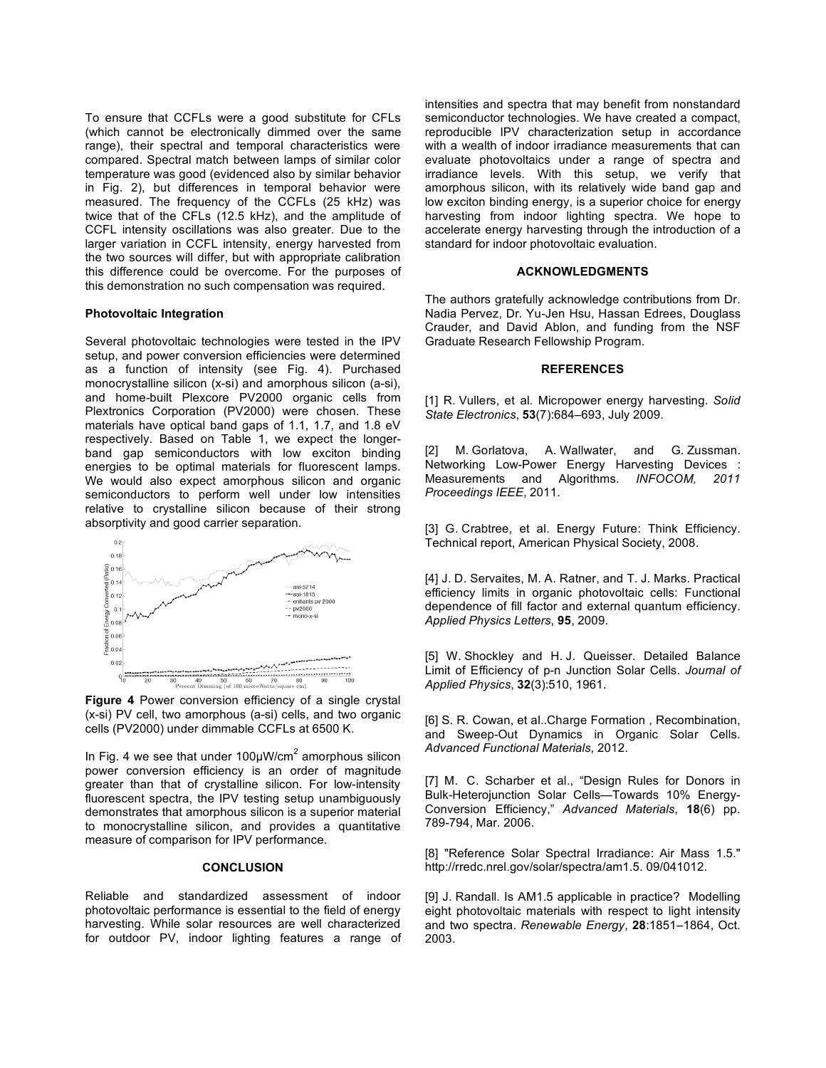To ensure that CCFLs were a good substitute for CFLs (which cannot be electronically dimmed over the same range), their spectral and temporal characteristics were compared. Spectral match between lamps of similar color temperature was good (evidenced also by similar behavior in Fig. 2), but differences in temporal behavior were measured. The frequency of the CCFLs (25 kHz) was twice that of the CFLs (12.5 kHz), and the amplitude of CCFL intensity oscillations was also greater. Due to the larger variation in CCFL intensity, energy harvested from the two sources will differ, but with appropriate calibration this difference could be overcome. For the purposes of this demonstration no such compensation was required.

**Photovoltaic Integration**

Several photovoltaic technologies were tested in the IPV setup, and power conversion efficiencies were determined as a function of intensity (see Fig. 4). Purchased monocrystalline silicon (x-si) and amorphous silicon (a-si), and home-built Plexcore PV2000 organic cells from Plextronics Corporation (PV2000) were chosen. These materials have optical band gaps of 1.1, 1.7, and 1.8 eV respectively. Based on Table 1, we expect the longer-band gap semiconductors with low exciton binding energies to be optimal materials for fluorescent lamps. We would also expect amorphous silicon and organic semiconductors to perform well under low intensities relative to crystalline silicon because of their strong absorptivity and good carrier separation.

Fraction of Energy Converted (Ratio)

0.2
0.18
0.16
0.14
0.12
0.1
0.08
0.06
0.04
0.02
0

asi-5214
asi-1815
enhants pv 2000
pv2000
mono-x-si

10 20 30 40 50 60 70 80 90 100

Percent Dimming (of 100 microWatts/square cm)

**Figure 4** Power conversion efficiency of a single crystal (x-si) PV cell, two amorphous (a-si) cells, and two organic cells (PV2000) under dimmable CCFLs at 6500 K.

In Fig. 4 we see that under 100μW/cm$^2$ amorphous silicon power conversion efficiency is an order of magnitude greater than that of crystalline silicon. For low-intensity fluorescent spectra, the IPV testing setup unambiguously demonstrates that amorphous silicon is a superior material to monocrystalline silicon, and provides a quantitative measure of comparison for IPV performance.

## CONCLUSION

Reliable and standardized assessment of indoor photovoltaic performance is essential to the field of energy harvesting. While solar resources are well characterized for outdoor PV, indoor lighting features a range of intensities and spectra that may benefit from nonstandard semiconductor technologies. We have created a compact, reproducible IPV characterization setup in accordance with a wealth of indoor irradiance measurements that can evaluate photovoltaics under a range of spectra and irradiance levels. With this setup, we verify that amorphous silicon, with its relatively wide band gap and low exciton binding energy, is a superior choice for energy harvesting from indoor lighting spectra. We hope to accelerate energy harvesting through the introduction of a standard for indoor photovoltaic evaluation.

## ACKNOWLEDGMENTS

The authors gratefully acknowledge contributions from Dr. Nadia Pervez, Dr. Yu-Jen Hsu, Hassan Edrees, Douglass Crauder, and David Ablon, and funding from the NSF Graduate Research Fellowship Program.

## REFERENCES

[1] R. Vullers, et al. Micropower energy harvesting. *Solid State Electronics*, **53**(7):684–693, July 2009.

[2] M. Gorlatova, A. Wallwater, and G. Zussman. Networking Low-Power Energy Harvesting Devices : Measurements and Algorithms. *INFOCOM, 2011 Proceedings IEEE*, 2011.

[3] G. Crabtree, et al. Energy Future: Think Efficiency. Technical report, American Physical Society, 2008.

[4] J. D. Servaites, M. A. Ratner, and T. J. Marks. Practical efficiency limits in organic photovoltaic cells: Functional dependence of fill factor and external quantum efficiency. *Applied Physics Letters*, **95**, 2009.

[5] W. Shockley and H. J. Queisser. Detailed Balance Limit of Efficiency of p-n Junction Solar Cells. *Journal of Applied Physics*, **32**(3):510, 1961.

[6] S. R. Cowan, et al..Charge Formation , Recombination, and Sweep-Out Dynamics in Organic Solar Cells. *Advanced Functional Materials*, 2012.

[7] M. C. Scharber et al., "Design Rules for Donors in Bulk-Heterojunction Solar Cells—Towards 10% Energy-Conversion Efficiency," *Advanced Materials*, **18**(6) pp. 789-794, Mar. 2006.

[8] "Reference Solar Spectral Irradiance: Air Mass 1.5." http://rredc.nrel.gov/solar/spectra/am1.5. 09/041012.

[9] J. Randall. Is AM1.5 applicable in practice? Modelling eight photovoltaic materials with respect to light intensity and two spectra. *Renewable Energy*, **28**:1851–1864, Oct. 2003.